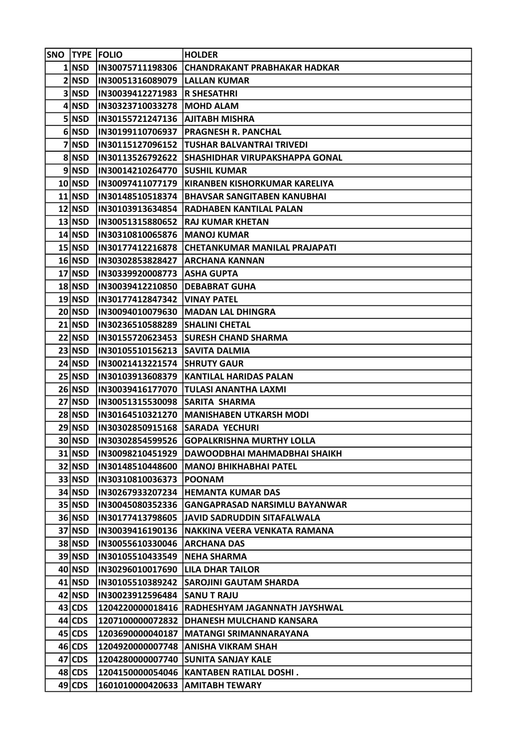| SNO | TYPE | FOLIO | HOLDER |
|---|---|---|---|
| 1 | NSD | IN30075711198306 | CHANDRAKANT PRABHAKAR HADKAR |
| 2 | NSD | IN30051316089079 | LALLAN KUMAR |
| 3 | NSD | IN30039412271983 | R SHESATHRI |
| 4 | NSD | IN30323710033278 | MOHD ALAM |
| 5 | NSD | IN30155721247136 | AJITABH MISHRA |
| 6 | NSD | IN30199110706937 | PRAGNESH R. PANCHAL |
| 7 | NSD | IN30115127096152 | TUSHAR BALVANTRAI TRIVEDI |
| 8 | NSD | IN30113526792622 | SHASHIDHAR VIRUPAKSHAPPA GONAL |
| 9 | NSD | IN30014210264770 | SUSHIL KUMAR |
| 10 | NSD | IN30097411077179 | KIRANBEN KISHORKUMAR KARELIYA |
| 11 | NSD | IN30148510518374 | BHAVSAR SANGITABEN KANUBHAI |
| 12 | NSD | IN30103913634854 | RADHABEN KANTILAL PALAN |
| 13 | NSD | IN30051315880652 | RAJ KUMAR KHETAN |
| 14 | NSD | IN30310810065876 | MANOJ KUMAR |
| 15 | NSD | IN30177412216878 | CHETANKUMAR MANILAL PRAJAPATI |
| 16 | NSD | IN30302853828427 | ARCHANA KANNAN |
| 17 | NSD | IN30339920008773 | ASHA GUPTA |
| 18 | NSD | IN30039412210850 | DEBABRAT GUHA |
| 19 | NSD | IN30177412847342 | VINAY PATEL |
| 20 | NSD | IN30094010079630 | MADAN LAL DHINGRA |
| 21 | NSD | IN30236510588289 | SHALINI CHETAL |
| 22 | NSD | IN30155720623453 | SURESH CHAND SHARMA |
| 23 | NSD | IN30105510156213 | SAVITA DALMIA |
| 24 | NSD | IN30021413221574 | SHRUTY GAUR |
| 25 | NSD | IN30103913608379 | KANTILAL HARIDAS PALAN |
| 26 | NSD | IN30039416177070 | TULASI ANANTHA LAXMI |
| 27 | NSD | IN30051315530098 | SARITA SHARMA |
| 28 | NSD | IN30164510321270 | MANISHABEN UTKARSH MODI |
| 29 | NSD | IN30302850915168 | SARADA YECHURI |
| 30 | NSD | IN30302854599526 | GOPALKRISHNA MURTHY LOLLA |
| 31 | NSD | IN30098210451929 | DAWOODBHAI MAHMADBHAI SHAIKH |
| 32 | NSD | IN30148510448600 | MANOJ BHIKHABHAI PATEL |
| 33 | NSD | IN30310810036373 | POONAM |
| 34 | NSD | IN30267933207234 | HEMANTA KUMAR DAS |
| 35 | NSD | IN30045080352336 | GANGAPRASAD NARSIMLU BAYANWAR |
| 36 | NSD | IN30177413798605 | JAVID SADRUDDIN SITAFALWALA |
| 37 | NSD | IN30039416190136 | NAKKINA VEERA VENKATA RAMANA |
| 38 | NSD | IN30055610330046 | ARCHANA DAS |
| 39 | NSD | IN30105510433549 | NEHA SHARMA |
| 40 | NSD | IN30296010017690 | LILA DHAR TAILOR |
| 41 | NSD | IN30105510389242 | SAROJINI GAUTAM SHARDA |
| 42 | NSD | IN30023912596484 | SANU T RAJU |
| 43 | CDS | 1204220000018416 | RADHESHYAM JAGANNATH JAYSHWAL |
| 44 | CDS | 1207100000072832 | DHANESH MULCHAND KANSARA |
| 45 | CDS | 1203690000040187 | MATANGI SRIMANNARAYANA |
| 46 | CDS | 1204920000007748 | ANISHA VIKRAM SHAH |
| 47 | CDS | 1204280000007740 | SUNITA SANJAY KALE |
| 48 | CDS | 1204150000054046 | KANTABEN RATILAL DOSHI . |
| 49 | CDS | 1601010000420633 | AMITABH TEWARY |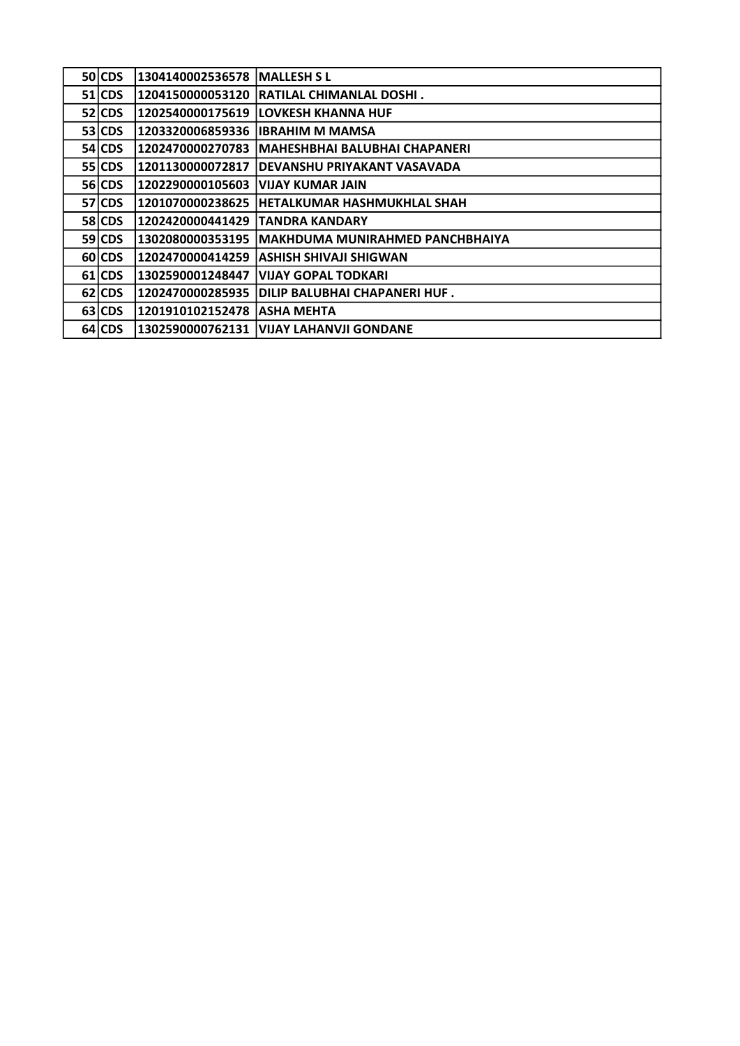| | | | |
|---|---|---|---|
| 50 | CDS | 1304140002536578 | MALLESH S L |
| 51 | CDS | 1204150000053120 | RATILAL CHIMANLAL DOSHI . |
| 52 | CDS | 1202540000175619 | LOVKESH KHANNA HUF |
| 53 | CDS | 1203320006859336 | IBRAHIM M MAMSA |
| 54 | CDS | 1202470000270783 | MAHESHBHAI BALUBHAI CHAPANERI |
| 55 | CDS | 1201130000072817 | DEVANSHU PRIYAKANT VASAVADA |
| 56 | CDS | 1202290000105603 | VIJAY KUMAR JAIN |
| 57 | CDS | 1201070000238625 | HETALKUMAR HASHMUKHLAL SHAH |
| 58 | CDS | 1202420000441429 | TANDRA KANDARY |
| 59 | CDS | 1302080000353195 | MAKHDUMA MUNIRAHMED PANCHBHAIYA |
| 60 | CDS | 1202470000414259 | ASHISH SHIVAJI SHIGWAN |
| 61 | CDS | 1302590001248447 | VIJAY GOPAL TODKARI |
| 62 | CDS | 1202470000285935 | DILIP BALUBHAI CHAPANERI HUF . |
| 63 | CDS | 1201910102152478 | ASHA MEHTA |
| 64 | CDS | 1302590000762131 | VIJAY LAHANVJI GONDANE |